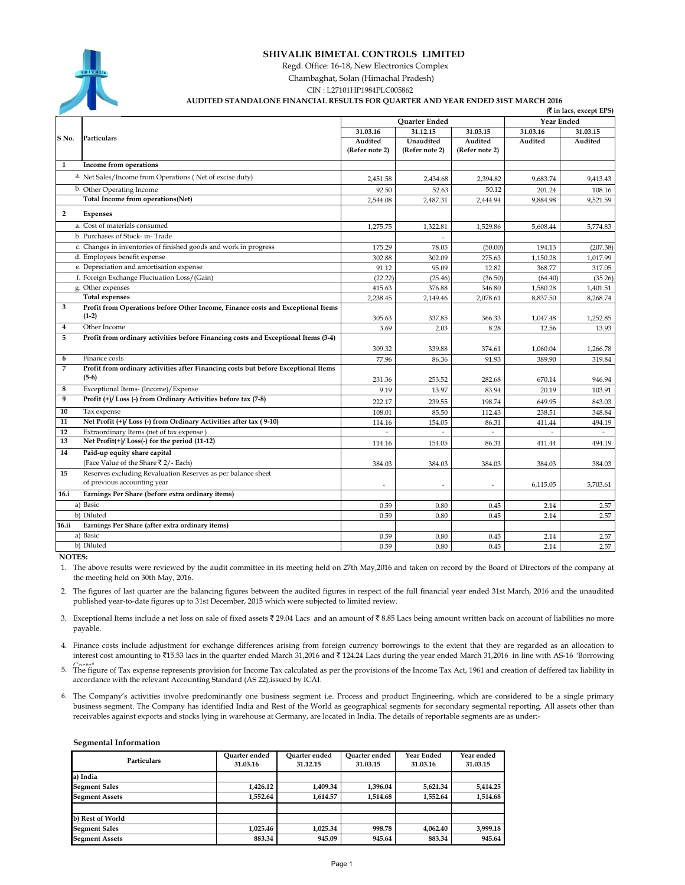# SHIVALIK BIMETAL CONTROLS LIMITED

Regd. Office: 16-18, New Electronics Complex

Chambaghat, Solan (Himachal Pradesh)

CIN : L27101HP1984PLC005862

**AUDITED STANDALONE FINANCIAL RESULTS FOR QUARTER AND YEAR ENDED 31ST MARCH 2016**

(₹ in lacs, except EPS)

| S No. | Particulars | Quarter Ended | | | Year Ended | |
|---|---|---|---|---|---|---|
| | | 31.03.16 | 31.12.15 | 31.03.15 | 31.03.16 | 31.03.15 |
| | | Audited (Refer note 2) | Unaudited (Refer note 2) | Audited (Refer note 2) | Audited | Audited |
| **1** | **Income from operations** | | | | | |
| | a. Net Sales/Income from Operations ( Net of excise duty) | 2,451.58 | 2,434.68 | 2,394.82 | 9,683.74 | 9,413.43 |
| | b. Other Operating Income | 92.50 | 52.63 | 50.12 | 201.24 | 108.16 |
| | **Total Income from operations(Net)** | 2,544.08 | 2,487.31 | 2,444.94 | 9,884.98 | 9,521.59 |
| **2** | **Expenses** | | | | | |
| | a. Cost of materials consumed | 1,275.75 | 1,322.81 | 1,529.86 | 5,608.44 | 5,774.83 |
| | b. Purchases of Stock- in- Trade | | - | | | |
| | c. Changes in inventories of finished goods and work in progress | 175.29 | 78.05 | (50.00) | 194.13 | (207.38) |
| | d. Employees benefit expense | 302.88 | 302.09 | 275.63 | 1,150.28 | 1,017.99 |
| | e. Depreciation and amortisation expense | 91.12 | 95.09 | 12.82 | 368.77 | 317.05 |
| | f. Foreign Exchange Fluctuation Loss/(Gain) | (22.22) | (25.46) | (36.50) | (64.40) | (35.26) |
| | g. Other expenses | 415.63 | 376.88 | 346.80 | 1,580.28 | 1,401.51 |
| | **Total expenses** | 2,238.45 | 2,149.46 | 2,078.61 | 8,837.50 | 8,268.74 |
| **3** | **Profit from Operations before Other Income, Finance costs and Exceptional Items (1-2)** | 305.63 | 337.85 | 366.33 | 1,047.48 | 1,252.85 |
| **4** | Other Income | 3.69 | 2.03 | 8.28 | 12.56 | 13.93 |
| **5** | **Profit from ordinary activities before Financing costs and Exceptional Items (3-4)** | 309.32 | 339.88 | 374.61 | 1,060.04 | 1,266.78 |
| **6** | Finance costs | 77.96 | 86.36 | 91.93 | 389.90 | 319.84 |
| **7** | **Profit from ordinary activities after Financing costs but before Exceptional Items (5-6)** | 231.36 | 253.52 | 282.68 | 670.14 | 946.94 |
| **8** | Exceptional Items- (Income)/Expense | 9.19 | 13.97 | 83.94 | 20.19 | 103.91 |
| **9** | **Profit (+)/ Loss (-) from Ordinary Activities before tax (7-8)** | 222.17 | 239.55 | 198.74 | 649.95 | 843.03 |
| **10** | Tax expense | 108.01 | 85.50 | 112.43 | 238.51 | 348.84 |
| **11** | **Net Profit (+)/ Loss (-) from Ordinary Activities after tax ( 9-10)** | 114.16 | 154.05 | 86.31 | 411.44 | 494.19 |
| **12** | Extraordinary Items (net of tax expense ) | - | - | - | - | - |
| **13** | **Net Profit(+)/ Loss(-) for the period (11-12)** | 114.16 | 154.05 | 86.31 | 411.44 | 494.19 |
| **14** | **Paid-up equity share capital** (Face Value of the Share ₹ 2/- Each) | 384.03 | 384.03 | 384.03 | 384.03 | 384.03 |
| **15** | Reserves excluding Revaluation Reserves as per balance sheet of previous accounting year | - | - | - | 6,115.05 | 5,703.61 |
| **16.i** | **Earnings Per Share (before extra ordinary items)** | | | | | |
| | a) Basic | 0.59 | 0.80 | 0.45 | 2.14 | 2.57 |
| | b) Diluted | 0.59 | 0.80 | 0.45 | 2.14 | 2.57 |
| **16.ii** | **Earnings Per Share (after extra ordinary items)** | | | | | |
| | a) Basic | 0.59 | 0.80 | 0.45 | 2.14 | 2.57 |
| | b) Diluted | 0.59 | 0.80 | 0.45 | 2.14 | 2.57 |

**NOTES:**

1. The above results were reviewed by the audit committee in its meeting held on 27th May,2016 and taken on record by the Board of Directors of the company at the meeting held on 30th May, 2016.
2. The figures of last quarter are the balancing figures between the audited figures in respect of the full financial year ended 31st March, 2016 and the unaudited published year-to-date figures up to 31st December, 2015 which were subjected to limited review.
3. Exceptional Items include a net loss on sale of fixed assets ₹ 29.04 Lacs and an amount of ₹ 8.85 Lacs being amount written back on account of liabilities no more payable.
4. Finance costs include adjustment for exchange differences arising from foreign currency borrowings to the extent that they are regarded as an allocation to interest cost amounting to ₹15.53 lacs in the quarter ended March 31,2016 and ₹ 124.24 Lacs during the year ended March 31,2016 in line with AS-16 "Borrowing Costs"
5. The figure of Tax expense represents provision for Income Tax calculated as per the provisions of the Income Tax Act, 1961 and creation of deffered tax liability in accordance with the relevant Accounting Standard (AS 22),issued by ICAI.
6. The Company's activities involve predominantly one business segment i.e. Process and product Engineering, which are considered to be a single primary business segment. The Company has identified India and Rest of the World as geographical segments for secondary segmental reporting. All assets other than receivables against exports and stocks lying in warehouse at Germany, are located in India. The details of reportable segments are as under:-

**Segmental Information**

| Particulars | Quarter ended 31.03.16 | Quarter ended 31.12.15 | Quarter ended 31.03.15 | Year Ended 31.03.16 | Year ended 31.03.15 |
|---|---|---|---|---|---|
| **a) India** | | | | | |
| **Segment Sales** | 1,426.12 | 1,409.34 | 1,396.04 | 5,621.34 | 5,414.25 |
| **Segment Assets** | 1,552.64 | 1,614.57 | 1,514.68 | 1,552.64 | 1,514.68 |
| | | | | | |
| **b) Rest of World** | | | | | |
| **Segment Sales** | 1,025.46 | 1,025.34 | 998.78 | 4,062.40 | 3,999.18 |
| **Segment Assets** | 883.34 | 945.09 | 945.64 | 883.34 | 945.64 |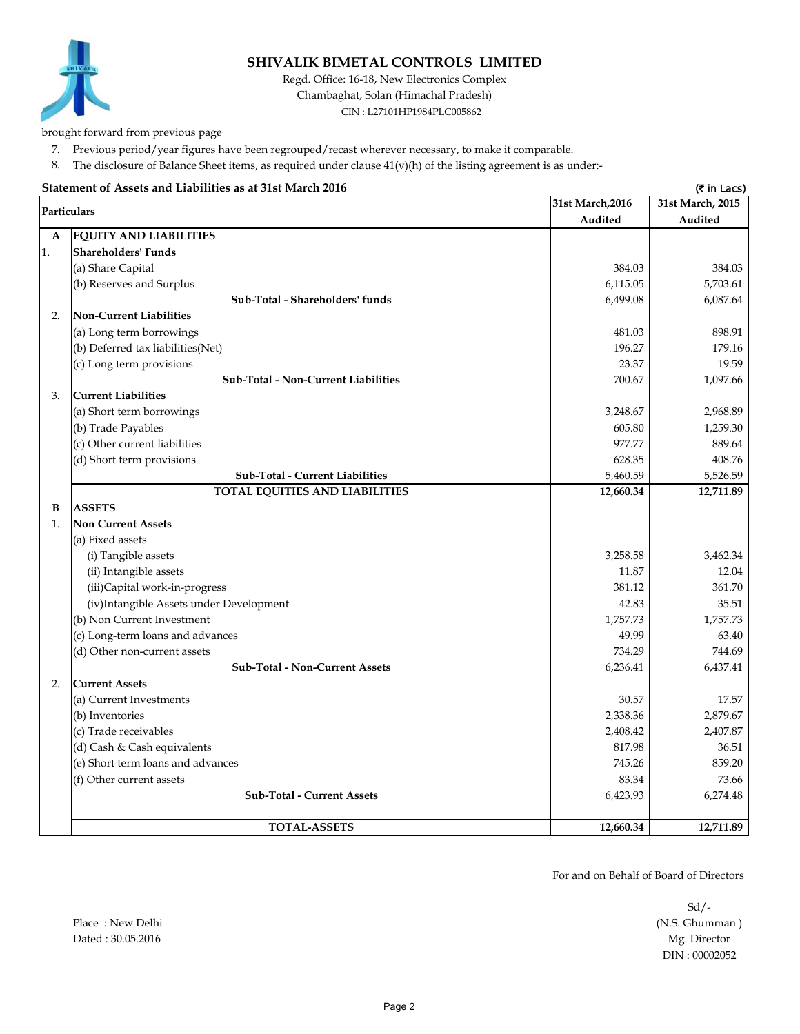# SHIVALIK BIMETAL CONTROLS LIMITED

Regd. Office: 16-18, New Electronics Complex
Chambaghat, Solan (Himachal Pradesh)
CIN : L27101HP1984PLC005862

brought forward from previous page

7. Previous period/year figures have been regrouped/recast wherever necessary, to make it comparable.
8. The disclosure of Balance Sheet items, as required under clause 41(v)(h) of the listing agreement is as under:-

**Statement of Assets and Liabilities as at 31st March 2016** (₹ in Lacs)

| Particulars | | 31st March,2016 Audited | 31st March, 2015 Audited |
|---|---|---|---|
| **A** | **EQUITY AND LIABILITIES** | | |
| 1. | **Shareholders' Funds** | | |
| | (a) Share Capital | 384.03 | 384.03 |
| | (b) Reserves and Surplus | 6,115.05 | 5,703.61 |
| | **Sub-Total - Shareholders' funds** | 6,499.08 | 6,087.64 |
| 2. | **Non-Current Liabilities** | | |
| | (a) Long term borrowings | 481.03 | 898.91 |
| | (b) Deferred tax liabilities(Net) | 196.27 | 179.16 |
| | (c) Long term provisions | 23.37 | 19.59 |
| | **Sub-Total - Non-Current Liabilities** | 700.67 | 1,097.66 |
| 3. | **Current Liabilities** | | |
| | (a) Short term borrowings | 3,248.67 | 2,968.89 |
| | (b) Trade Payables | 605.80 | 1,259.30 |
| | (c) Other current liabilities | 977.77 | 889.64 |
| | (d) Short term provisions | 628.35 | 408.76 |
| | **Sub-Total - Current Liabilities** | 5,460.59 | 5,526.59 |
| | **TOTAL EQUITIES AND LIABILITIES** | **12,660.34** | **12,711.89** |
| **B** | **ASSETS** | | |
| 1. | **Non Current Assets** | | |
| | (a) Fixed assets | | |
| | (i) Tangible assets | 3,258.58 | 3,462.34 |
| | (ii) Intangible assets | 11.87 | 12.04 |
| | (iii)Capital work-in-progress | 381.12 | 361.70 |
| | (iv)Intangible Assets under Development | 42.83 | 35.51 |
| | (b) Non Current Investment | 1,757.73 | 1,757.73 |
| | (c) Long-term loans and advances | 49.99 | 63.40 |
| | (d) Other non-current assets | 734.29 | 744.69 |
| | **Sub-Total - Non-Current Assets** | 6,236.41 | 6,437.41 |
| 2. | **Current Assets** | | |
| | (a) Current Investments | 30.57 | 17.57 |
| | (b) Inventories | 2,338.36 | 2,879.67 |
| | (c) Trade receivables | 2,408.42 | 2,407.87 |
| | (d) Cash & Cash equivalents | 817.98 | 36.51 |
| | (e) Short term loans and advances | 745.26 | 859.20 |
| | (f) Other current assets | 83.34 | 73.66 |
| | **Sub-Total - Current Assets** | 6,423.93 | 6,274.48 |
| | **TOTAL-ASSETS** | **12,660.34** | **12,711.89** |

For and on Behalf of Board of Directors

Sd/-
(N.S. Ghumman )
Mg. Director
DIN : 00002052

Place : New Delhi
Dated : 30.05.2016